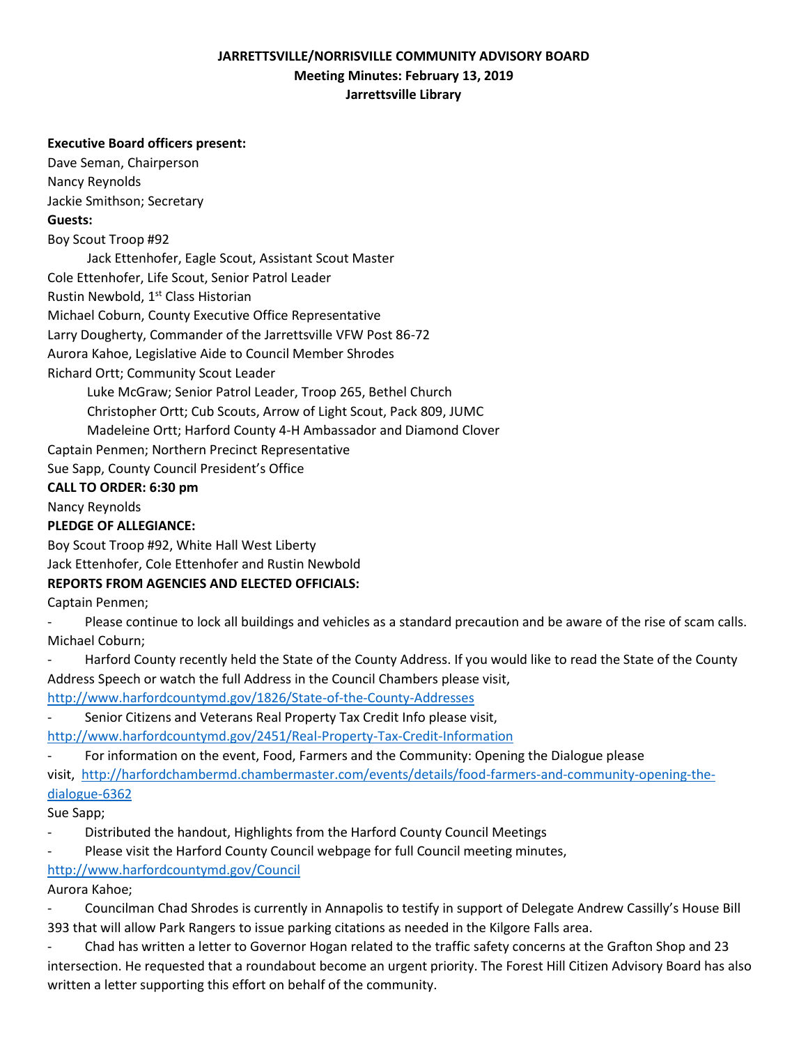# JARRETTSVILLE/NORRISVILLE COMMUNITY ADVISORY BOARD

## Meeting Minutes: February 13, 2019

## Jarrettsville Library

**Executive Board officers present:**

Dave Seman, Chairperson
Nancy Reynolds
Jackie Smithson; Secretary

**Guests:**

Boy Scout Troop #92
Jack Ettenhofer, Eagle Scout, Assistant Scout Master
Cole Ettenhofer, Life Scout, Senior Patrol Leader
Rustin Newbold, 1st Class Historian
Michael Coburn, County Executive Office Representative
Larry Dougherty, Commander of the Jarrettsville VFW Post 86-72
Aurora Kahoe, Legislative Aide to Council Member Shrodes
Richard Ortt; Community Scout Leader
Luke McGraw; Senior Patrol Leader, Troop 265, Bethel Church
Christopher Ortt; Cub Scouts, Arrow of Light Scout, Pack 809, JUMC
Madeleine Ortt; Harford County 4-H Ambassador and Diamond Clover
Captain Penmen; Northern Precinct Representative
Sue Sapp, County Council President's Office

**CALL TO ORDER: 6:30 pm**

Nancy Reynolds

**PLEDGE OF ALLEGIANCE:**

Boy Scout Troop #92, White Hall West Liberty
Jack Ettenhofer, Cole Ettenhofer and Rustin Newbold

**REPORTS FROM AGENCIES AND ELECTED OFFICIALS:**

Captain Penmen;

- Please continue to lock all buildings and vehicles as a standard precaution and be aware of the rise of scam calls.

Michael Coburn;

- Harford County recently held the State of the County Address. If you would like to read the State of the County Address Speech or watch the full Address in the Council Chambers please visit, http://www.harfordcountymd.gov/1826/State-of-the-County-Addresses
- Senior Citizens and Veterans Real Property Tax Credit Info please visit, http://www.harfordcountymd.gov/2451/Real-Property-Tax-Credit-Information
- For information on the event, Food, Farmers and the Community: Opening the Dialogue please visit, http://harfordchambermd.chambermaster.com/events/details/food-farmers-and-community-opening-the-dialogue-6362

Sue Sapp;

- Distributed the handout, Highlights from the Harford County Council Meetings
- Please visit the Harford County Council webpage for full Council meeting minutes, http://www.harfordcountymd.gov/Council

Aurora Kahoe;

- Councilman Chad Shrodes is currently in Annapolis to testify in support of Delegate Andrew Cassilly's House Bill 393 that will allow Park Rangers to issue parking citations as needed in the Kilgore Falls area.
- Chad has written a letter to Governor Hogan related to the traffic safety concerns at the Grafton Shop and 23 intersection. He requested that a roundabout become an urgent priority. The Forest Hill Citizen Advisory Board has also written a letter supporting this effort on behalf of the community.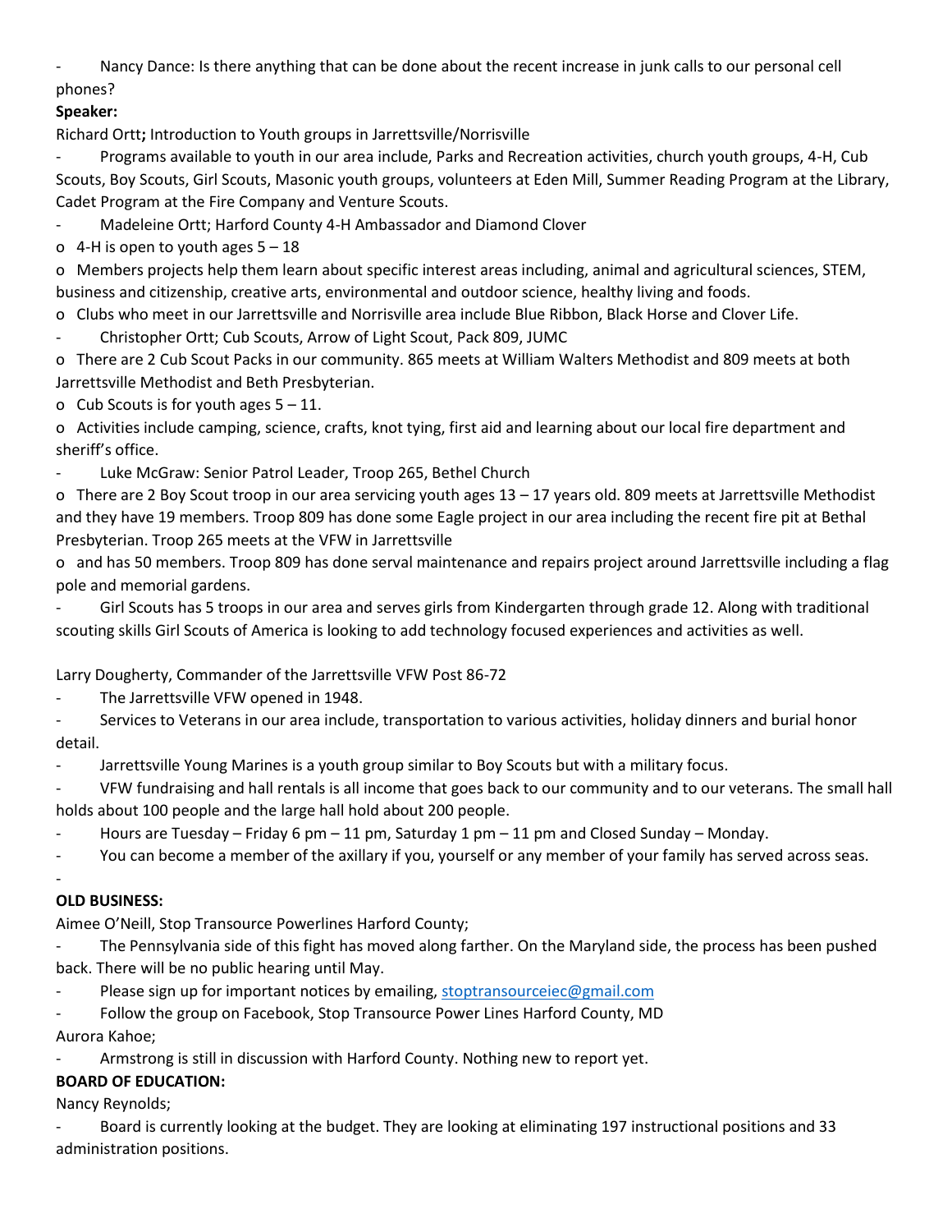- Nancy Dance: Is there anything that can be done about the recent increase in junk calls to our personal cell phones?

**Speaker:**

Richard Ortt**;** Introduction to Youth groups in Jarrettsville/Norrisville

- Programs available to youth in our area include, Parks and Recreation activities, church youth groups, 4-H, Cub Scouts, Boy Scouts, Girl Scouts, Masonic youth groups, volunteers at Eden Mill, Summer Reading Program at the Library, Cadet Program at the Fire Company and Venture Scouts.
- Madeleine Ortt; Harford County 4-H Ambassador and Diamond Clover
  - 4-H is open to youth ages 5 – 18
  - Members projects help them learn about specific interest areas including, animal and agricultural sciences, STEM, business and citizenship, creative arts, environmental and outdoor science, healthy living and foods.
  - Clubs who meet in our Jarrettsville and Norrisville area include Blue Ribbon, Black Horse and Clover Life.
- Christopher Ortt; Cub Scouts, Arrow of Light Scout, Pack 809, JUMC
  - There are 2 Cub Scout Packs in our community. 865 meets at William Walters Methodist and 809 meets at both Jarrettsville Methodist and Beth Presbyterian.
  - Cub Scouts is for youth ages 5 – 11.
  - Activities include camping, science, crafts, knot tying, first aid and learning about our local fire department and sheriff's office.
- Luke McGraw: Senior Patrol Leader, Troop 265, Bethel Church
  - There are 2 Boy Scout troop in our area servicing youth ages 13 – 17 years old. 809 meets at Jarrettsville Methodist and they have 19 members. Troop 809 has done some Eagle project in our area including the recent fire pit at Bethal Presbyterian. Troop 265 meets at the VFW in Jarrettsville
  - and has 50 members. Troop 809 has done serval maintenance and repairs project around Jarrettsville including a flag pole and memorial gardens.
- Girl Scouts has 5 troops in our area and serves girls from Kindergarten through grade 12. Along with traditional scouting skills Girl Scouts of America is looking to add technology focused experiences and activities as well.

Larry Dougherty, Commander of the Jarrettsville VFW Post 86-72

- The Jarrettsville VFW opened in 1948.
- Services to Veterans in our area include, transportation to various activities, holiday dinners and burial honor detail.
- Jarrettsville Young Marines is a youth group similar to Boy Scouts but with a military focus.
- VFW fundraising and hall rentals is all income that goes back to our community and to our veterans. The small hall holds about 100 people and the large hall hold about 200 people.
- Hours are Tuesday – Friday 6 pm – 11 pm, Saturday 1 pm – 11 pm and Closed Sunday – Monday.
- You can become a member of the axillary if you, yourself or any member of your family has served across seas.
-

**OLD BUSINESS:**

Aimee O'Neill, Stop Transource Powerlines Harford County;

- The Pennsylvania side of this fight has moved along farther. On the Maryland side, the process has been pushed back. There will be no public hearing until May.
- Please sign up for important notices by emailing, stoptransourceiec@gmail.com
- Follow the group on Facebook, Stop Transource Power Lines Harford County, MD

Aurora Kahoe;

- Armstrong is still in discussion with Harford County. Nothing new to report yet.

**BOARD OF EDUCATION:**

Nancy Reynolds;

- Board is currently looking at the budget. They are looking at eliminating 197 instructional positions and 33 administration positions.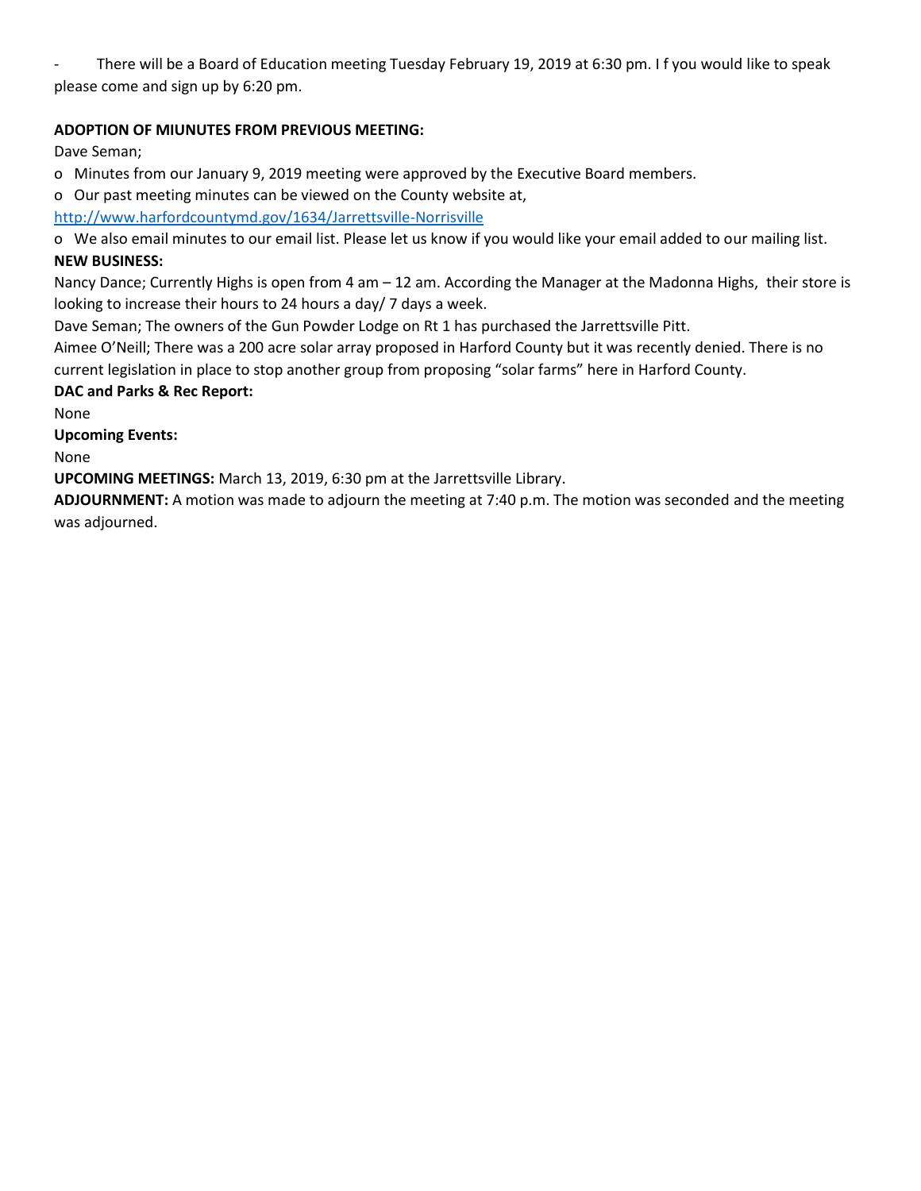- There will be a Board of Education meeting Tuesday February 19, 2019 at 6:30 pm. I f you would like to speak please come and sign up by 6:20 pm.

**ADOPTION OF MIUNUTES FROM PREVIOUS MEETING:**

Dave Seman;

- Minutes from our January 9, 2019 meeting were approved by the Executive Board members.
- Our past meeting minutes can be viewed on the County website at, http://www.harfordcountymd.gov/1634/Jarrettsville-Norrisville
- We also email minutes to our email list. Please let us know if you would like your email added to our mailing list.

**NEW BUSINESS:**

Nancy Dance; Currently Highs is open from 4 am – 12 am. According the Manager at the Madonna Highs, their store is looking to increase their hours to 24 hours a day/ 7 days a week.

Dave Seman; The owners of the Gun Powder Lodge on Rt 1 has purchased the Jarrettsville Pitt.

Aimee O'Neill; There was a 200 acre solar array proposed in Harford County but it was recently denied. There is no current legislation in place to stop another group from proposing "solar farms" here in Harford County.

**DAC and Parks & Rec Report:**

None

**Upcoming Events:**

None

**UPCOMING MEETINGS:** March 13, 2019, 6:30 pm at the Jarrettsville Library.

**ADJOURNMENT:** A motion was made to adjourn the meeting at 7:40 p.m. The motion was seconded and the meeting was adjourned.